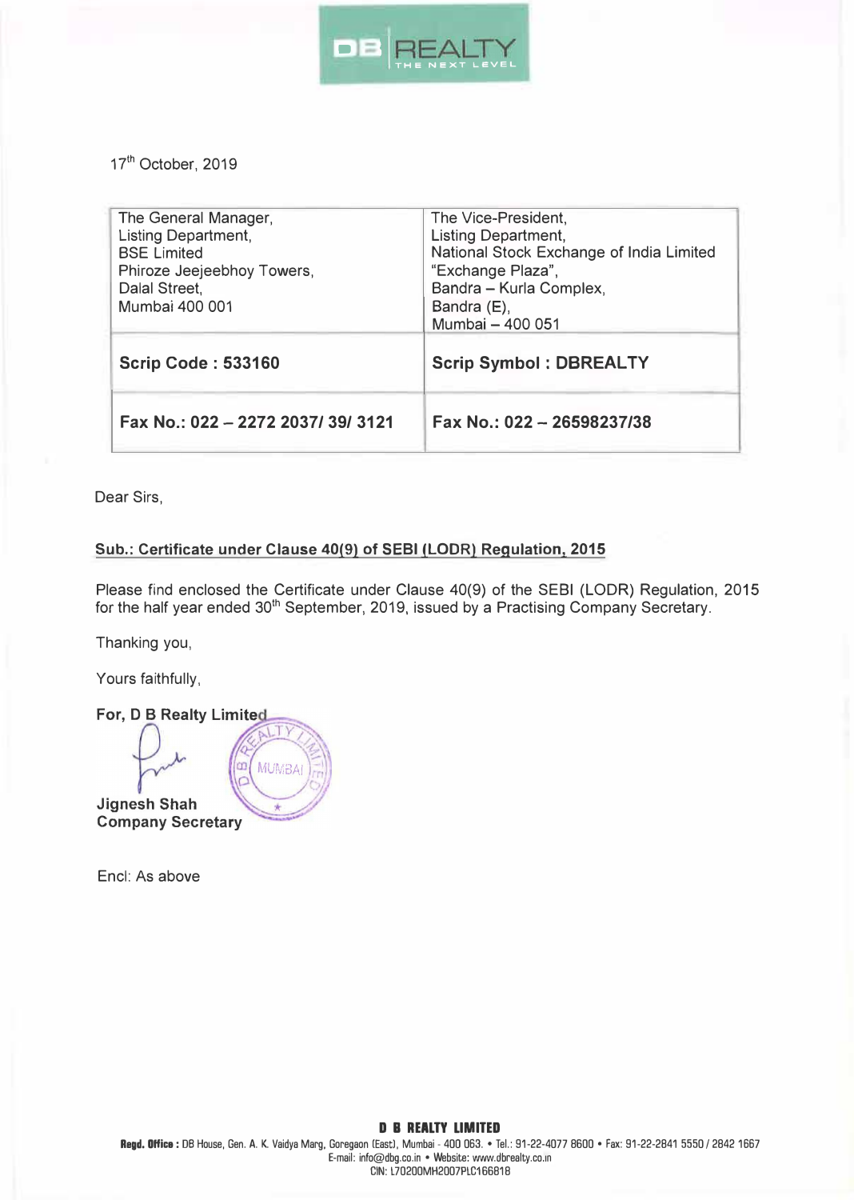DB REALTY
THE NEXT LEVEL

17th October, 2019

| The General Manager,<br>Listing Department,<br>BSE Limited<br>Phiroze Jeejeebhoy Towers,<br>Dalal Street,<br>Mumbai 400 001 | The Vice-President,<br>Listing Department,<br>National Stock Exchange of India Limited<br>"Exchange Plaza",<br>Bandra – Kurla Complex,<br>Bandra (E),<br>Mumbai – 400 051 |
|---|---|
| **Scrip Code : 533160** | **Scrip Symbol : DBREALTY** |
| **Fax No.: 022 – 2272 2037/ 39/ 3121** | **Fax No.: 022 – 26598237/38** |

Dear Sirs,

**Sub.: Certificate under Clause 40(9) of SEBI (LODR) Regulation, 2015**

Please find enclosed the Certificate under Clause 40(9) of the SEBI (LODR) Regulation, 2015 for the half year ended 30th September, 2019, issued by a Practising Company Secretary.

Thanking you,

Yours faithfully,

**For, D B Realty Limited**

**Jignesh Shah**
**Company Secretary**

Encl: As above

**D B REALTY LIMITED**
**Regd. Office :** DB House, Gen. A. K. Vaidya Marg, Goregaon (East), Mumbai - 400 063. • Tel.: 91-22-4077 8600 • Fax: 91-22-2841 5550 / 2842 1667
E-mail: info@dbg.co.in • Website: www.dbrealty.co.in
CIN: L70200MH2007PLC166818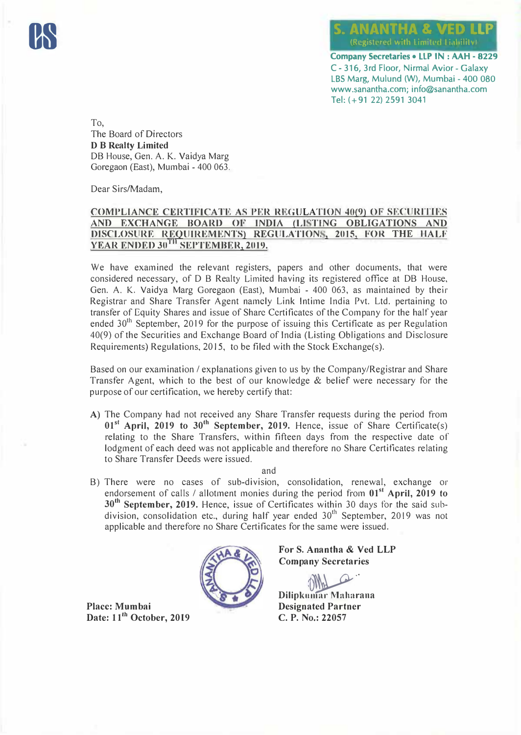**S. ANANTHA & VED LLP**
(Registered with Limited Liability)

**Company Secretaries • LLP IN : AAH - 8229**
C - 316, 3rd Floor, Nirmal Avior - Galaxy
LBS Marg, Mulund (W), Mumbai - 400 080
www.sanantha.com; info@sanantha.com
Tel: (+91 22) 2591 3041

To,
The Board of Directors
**D B Realty Limited**
DB House, Gen. A. K. Vaidya Marg
Goregaon (East), Mumbai - 400 063.

Dear Sirs/Madam,

**COMPLIANCE CERTIFICATE AS PER REGULATION 40(9) OF SECURITIES AND EXCHANGE BOARD OF INDIA (LISTING OBLIGATIONS AND DISCLOSURE REQUIREMENTS) REGULATIONS, 2015, FOR THE HALF YEAR ENDED 30TH SEPTEMBER, 2019.**

We have examined the relevant registers, papers and other documents, that were considered necessary, of D B Realty Limited having its registered office at DB House, Gen. A. K. Vaidya Marg Goregaon (East), Mumbai - 400 063, as maintained by their Registrar and Share Transfer Agent namely Link Intime India Pvt. Ltd. pertaining to transfer of Equity Shares and issue of Share Certificates of the Company for the half year ended 30th September, 2019 for the purpose of issuing this Certificate as per Regulation 40(9) of the Securities and Exchange Board of India (Listing Obligations and Disclosure Requirements) Regulations, 2015, to be filed with the Stock Exchange(s).

Based on our examination / explanations given to us by the Company/Registrar and Share Transfer Agent, which to the best of our knowledge & belief were necessary for the purpose of our certification, we hereby certify that:

A) The Company had not received any Share Transfer requests during the period from **01st April, 2019 to 30th September, 2019.** Hence, issue of Share Certificate(s) relating to the Share Transfers, within fifteen days from the respective date of lodgment of each deed was not applicable and therefore no Share Certificates relating to Share Transfer Deeds were issued.

and

B) There were no cases of sub-division, consolidation, renewal, exchange or endorsement of calls / allotment monies during the period from **01st April, 2019 to 30th September, 2019.** Hence, issue of Certificates within 30 days for the said sub-division, consolidation etc., during half year ended 30th September, 2019 was not applicable and therefore no Share Certificates for the same were issued.

**For S. Anantha & Ved LLP**
**Company Secretaries**

**Dilipkumar Maharana**
**Designated Partner**
**C. P. No.: 22057**

**Place: Mumbai**
**Date: 11th October, 2019**